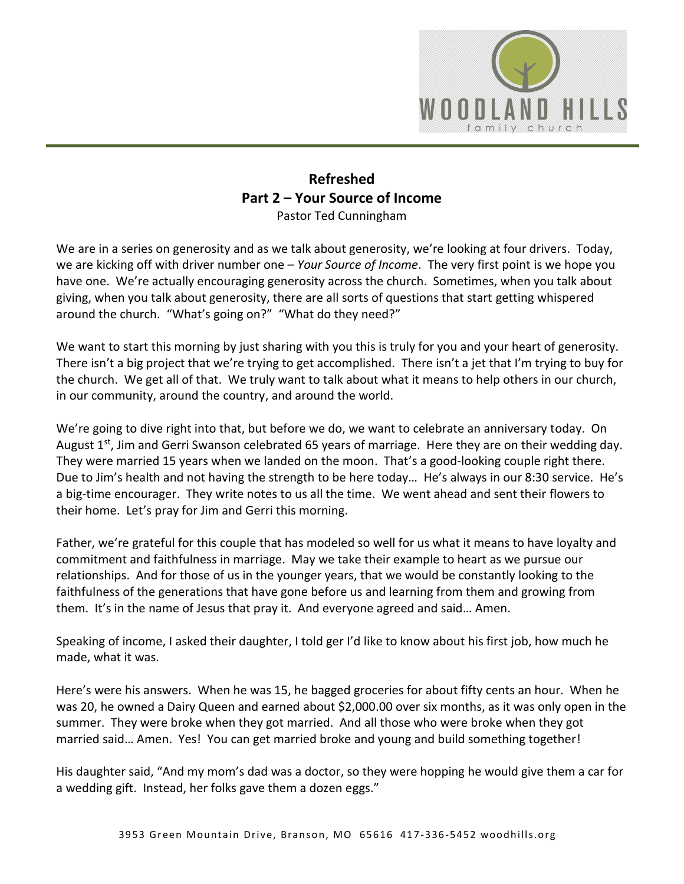# Refreshed

## Part 2 – Your Source of Income

Pastor Ted Cunningham

We are in a series on generosity and as we talk about generosity, we're looking at four drivers. Today, we are kicking off with driver number one – *Your Source of Income*. The very first point is we hope you have one. We're actually encouraging generosity across the church. Sometimes, when you talk about giving, when you talk about generosity, there are all sorts of questions that start getting whispered around the church. "What's going on?" "What do they need?"

We want to start this morning by just sharing with you this is truly for you and your heart of generosity. There isn't a big project that we're trying to get accomplished. There isn't a jet that I'm trying to buy for the church. We get all of that. We truly want to talk about what it means to help others in our church, in our community, around the country, and around the world.

We're going to dive right into that, but before we do, we want to celebrate an anniversary today. On August 1st, Jim and Gerri Swanson celebrated 65 years of marriage. Here they are on their wedding day. They were married 15 years when we landed on the moon. That's a good-looking couple right there. Due to Jim's health and not having the strength to be here today… He's always in our 8:30 service. He's a big-time encourager. They write notes to us all the time. We went ahead and sent their flowers to their home. Let's pray for Jim and Gerri this morning.

Father, we're grateful for this couple that has modeled so well for us what it means to have loyalty and commitment and faithfulness in marriage. May we take their example to heart as we pursue our relationships. And for those of us in the younger years, that we would be constantly looking to the faithfulness of the generations that have gone before us and learning from them and growing from them. It's in the name of Jesus that pray it. And everyone agreed and said… Amen.

Speaking of income, I asked their daughter, I told ger I'd like to know about his first job, how much he made, what it was.

Here's were his answers. When he was 15, he bagged groceries for about fifty cents an hour. When he was 20, he owned a Dairy Queen and earned about $2,000.00 over six months, as it was only open in the summer. They were broke when they got married. And all those who were broke when they got married said… Amen. Yes! You can get married broke and young and build something together!

His daughter said, "And my mom's dad was a doctor, so they were hopping he would give them a car for a wedding gift. Instead, her folks gave them a dozen eggs."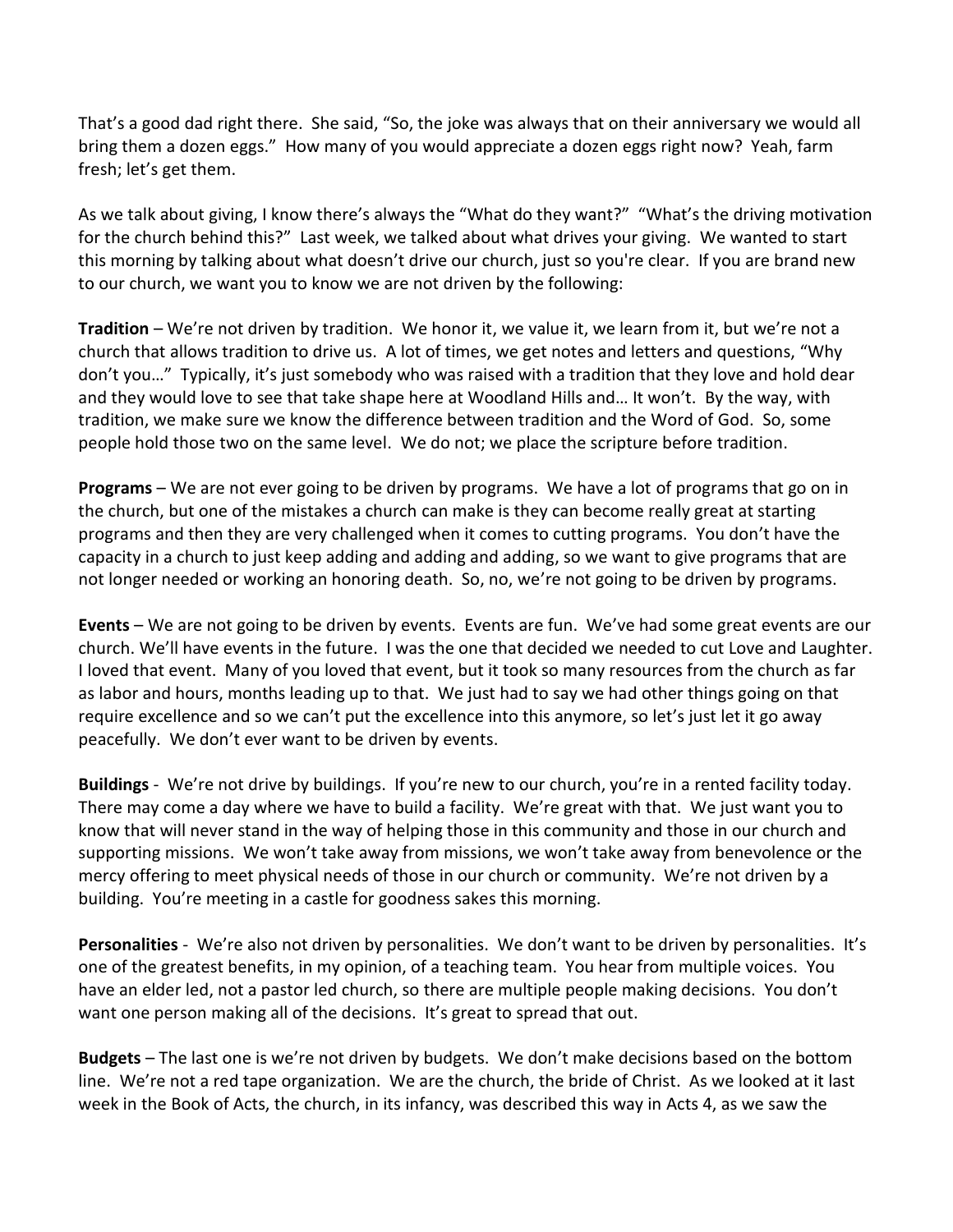That's a good dad right there. She said, "So, the joke was always that on their anniversary we would all bring them a dozen eggs." How many of you would appreciate a dozen eggs right now? Yeah, farm fresh; let's get them.

As we talk about giving, I know there's always the "What do they want?" "What's the driving motivation for the church behind this?" Last week, we talked about what drives your giving. We wanted to start this morning by talking about what doesn't drive our church, just so you're clear. If you are brand new to our church, we want you to know we are not driven by the following:

**Tradition** – We're not driven by tradition. We honor it, we value it, we learn from it, but we're not a church that allows tradition to drive us. A lot of times, we get notes and letters and questions, "Why don't you…" Typically, it's just somebody who was raised with a tradition that they love and hold dear and they would love to see that take shape here at Woodland Hills and… It won't. By the way, with tradition, we make sure we know the difference between tradition and the Word of God. So, some people hold those two on the same level. We do not; we place the scripture before tradition.

**Programs** – We are not ever going to be driven by programs. We have a lot of programs that go on in the church, but one of the mistakes a church can make is they can become really great at starting programs and then they are very challenged when it comes to cutting programs. You don't have the capacity in a church to just keep adding and adding and adding, so we want to give programs that are not longer needed or working an honoring death. So, no, we're not going to be driven by programs.

**Events** – We are not going to be driven by events. Events are fun. We've had some great events are our church. We'll have events in the future. I was the one that decided we needed to cut Love and Laughter. I loved that event. Many of you loved that event, but it took so many resources from the church as far as labor and hours, months leading up to that. We just had to say we had other things going on that require excellence and so we can't put the excellence into this anymore, so let's just let it go away peacefully. We don't ever want to be driven by events.

**Buildings** - We're not drive by buildings. If you're new to our church, you're in a rented facility today. There may come a day where we have to build a facility. We're great with that. We just want you to know that will never stand in the way of helping those in this community and those in our church and supporting missions. We won't take away from missions, we won't take away from benevolence or the mercy offering to meet physical needs of those in our church or community. We're not driven by a building. You're meeting in a castle for goodness sakes this morning.

**Personalities** - We're also not driven by personalities. We don't want to be driven by personalities. It's one of the greatest benefits, in my opinion, of a teaching team. You hear from multiple voices. You have an elder led, not a pastor led church, so there are multiple people making decisions. You don't want one person making all of the decisions. It's great to spread that out.

**Budgets** – The last one is we're not driven by budgets. We don't make decisions based on the bottom line. We're not a red tape organization. We are the church, the bride of Christ. As we looked at it last week in the Book of Acts, the church, in its infancy, was described this way in Acts 4, as we saw the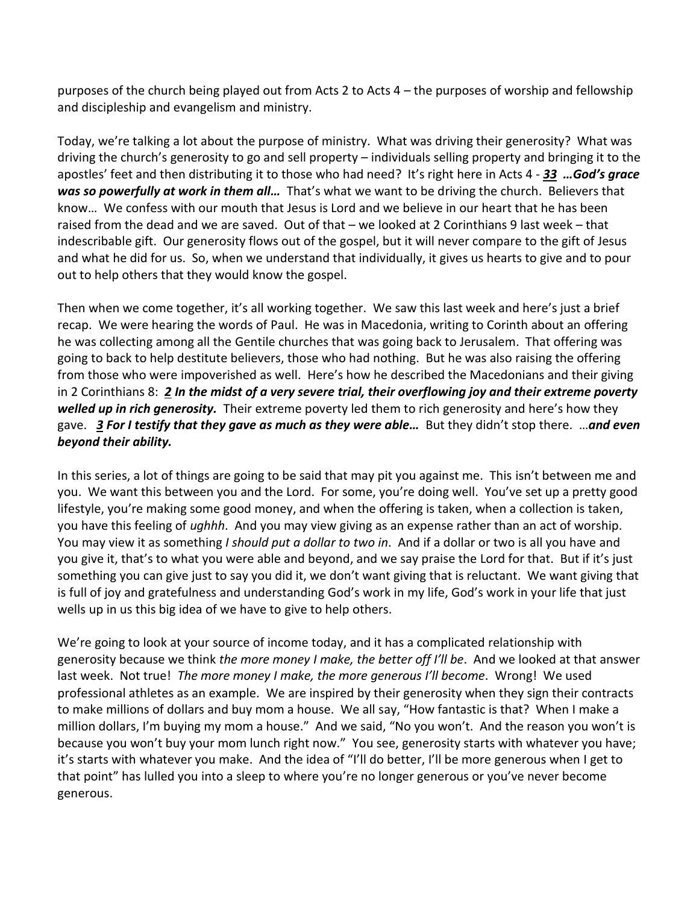purposes of the church being played out from Acts 2 to Acts 4 – the purposes of worship and fellowship and discipleship and evangelism and ministry.

Today, we're talking a lot about the purpose of ministry. What was driving their generosity? What was driving the church's generosity to go and sell property – individuals selling property and bringing it to the apostles' feet and then distributing it to those who had need? It's right here in Acts 4 - ***33 …God's grace was so powerfully at work in them all…*** That's what we want to be driving the church. Believers that know… We confess with our mouth that Jesus is Lord and we believe in our heart that he has been raised from the dead and we are saved. Out of that – we looked at 2 Corinthians 9 last week – that indescribable gift. Our generosity flows out of the gospel, but it will never compare to the gift of Jesus and what he did for us. So, when we understand that individually, it gives us hearts to give and to pour out to help others that they would know the gospel.

Then when we come together, it's all working together. We saw this last week and here's just a brief recap. We were hearing the words of Paul. He was in Macedonia, writing to Corinth about an offering he was collecting among all the Gentile churches that was going back to Jerusalem. That offering was going to back to help destitute believers, those who had nothing. But he was also raising the offering from those who were impoverished as well. Here's how he described the Macedonians and their giving in 2 Corinthians 8: ***2 In the midst of a very severe trial, their overflowing joy and their extreme poverty welled up in rich generosity.*** Their extreme poverty led them to rich generosity and here's how they gave. ***3 For I testify that they gave as much as they were able…*** But they didn't stop there. …***and even beyond their ability.***

In this series, a lot of things are going to be said that may pit you against me. This isn't between me and you. We want this between you and the Lord. For some, you're doing well. You've set up a pretty good lifestyle, you're making some good money, and when the offering is taken, when a collection is taken, you have this feeling of *ughhh*. And you may view giving as an expense rather than an act of worship. You may view it as something *I should put a dollar to two in*. And if a dollar or two is all you have and you give it, that's to what you were able and beyond, and we say praise the Lord for that. But if it's just something you can give just to say you did it, we don't want giving that is reluctant. We want giving that is full of joy and gratefulness and understanding God's work in my life, God's work in your life that just wells up in us this big idea of we have to give to help others.

We're going to look at your source of income today, and it has a complicated relationship with generosity because we think *the more money I make, the better off I'll be*. And we looked at that answer last week. Not true! *The more money I make, the more generous I'll become*. Wrong! We used professional athletes as an example. We are inspired by their generosity when they sign their contracts to make millions of dollars and buy mom a house. We all say, "How fantastic is that? When I make a million dollars, I'm buying my mom a house." And we said, "No you won't. And the reason you won't is because you won't buy your mom lunch right now." You see, generosity starts with whatever you have; it's starts with whatever you make. And the idea of "I'll do better, I'll be more generous when I get to that point" has lulled you into a sleep to where you're no longer generous or you've never become generous.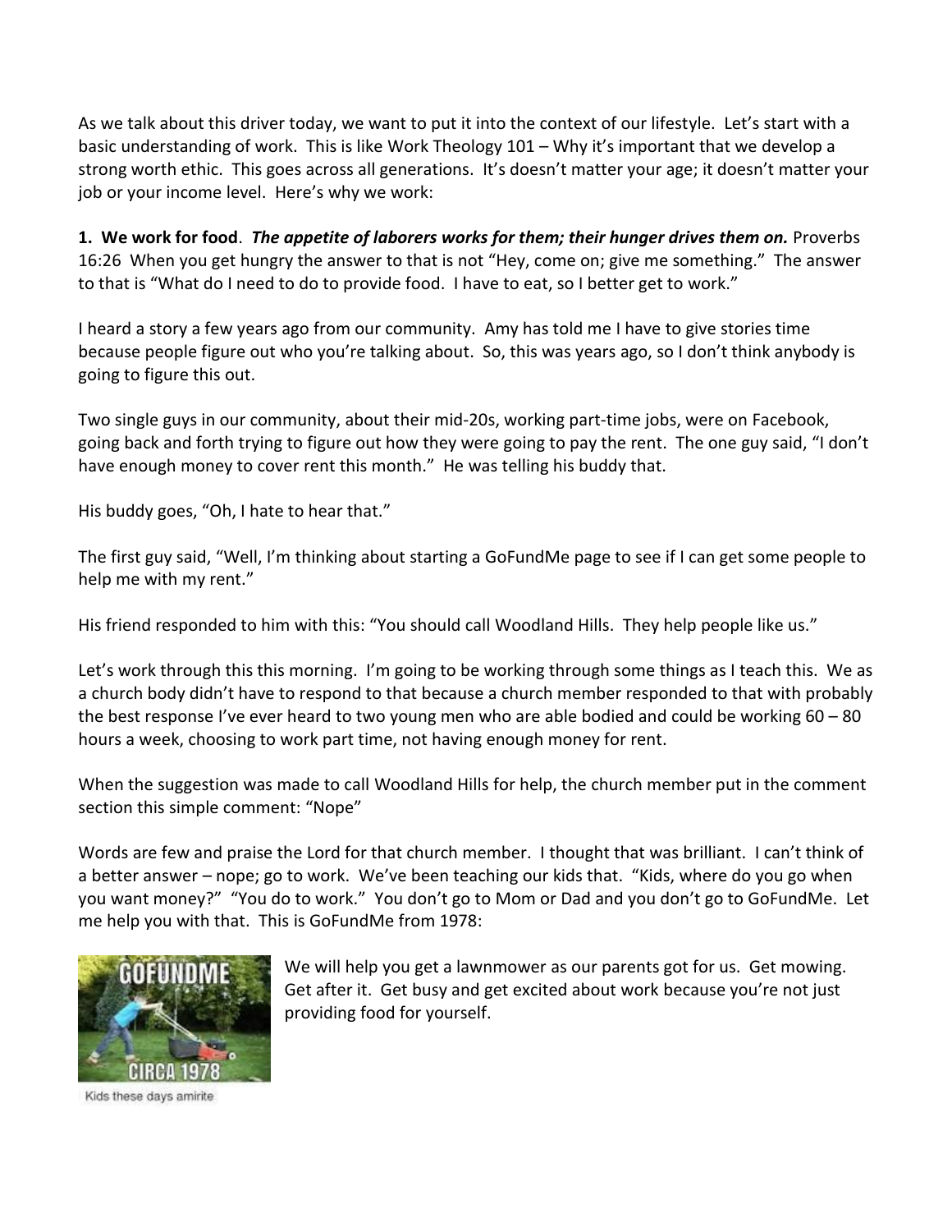As we talk about this driver today, we want to put it into the context of our lifestyle. Let's start with a basic understanding of work. This is like Work Theology 101 – Why it's important that we develop a strong worth ethic. This goes across all generations. It's doesn't matter your age; it doesn't matter your job or your income level. Here's why we work:

**1. We work for food**. ***The appetite of laborers works for them; their hunger drives them on.*** Proverbs 16:26 When you get hungry the answer to that is not "Hey, come on; give me something." The answer to that is "What do I need to do to provide food. I have to eat, so I better get to work."

I heard a story a few years ago from our community. Amy has told me I have to give stories time because people figure out who you're talking about. So, this was years ago, so I don't think anybody is going to figure this out.

Two single guys in our community, about their mid-20s, working part-time jobs, were on Facebook, going back and forth trying to figure out how they were going to pay the rent. The one guy said, "I don't have enough money to cover rent this month." He was telling his buddy that.

His buddy goes, "Oh, I hate to hear that."

The first guy said, "Well, I'm thinking about starting a GoFundMe page to see if I can get some people to help me with my rent."

His friend responded to him with this: "You should call Woodland Hills. They help people like us."

Let's work through this this morning. I'm going to be working through some things as I teach this. We as a church body didn't have to respond to that because a church member responded to that with probably the best response I've ever heard to two young men who are able bodied and could be working 60 – 80 hours a week, choosing to work part time, not having enough money for rent.

When the suggestion was made to call Woodland Hills for help, the church member put in the comment section this simple comment: "Nope"

Words are few and praise the Lord for that church member. I thought that was brilliant. I can't think of a better answer – nope; go to work. We've been teaching our kids that. "Kids, where do you go when you want money?" "You do to work." You don't go to Mom or Dad and you don't go to GoFundMe. Let me help you with that. This is GoFundMe from 1978:

Kids these days amirite

We will help you get a lawnmower as our parents got for us. Get mowing. Get after it. Get busy and get excited about work because you're not just providing food for yourself.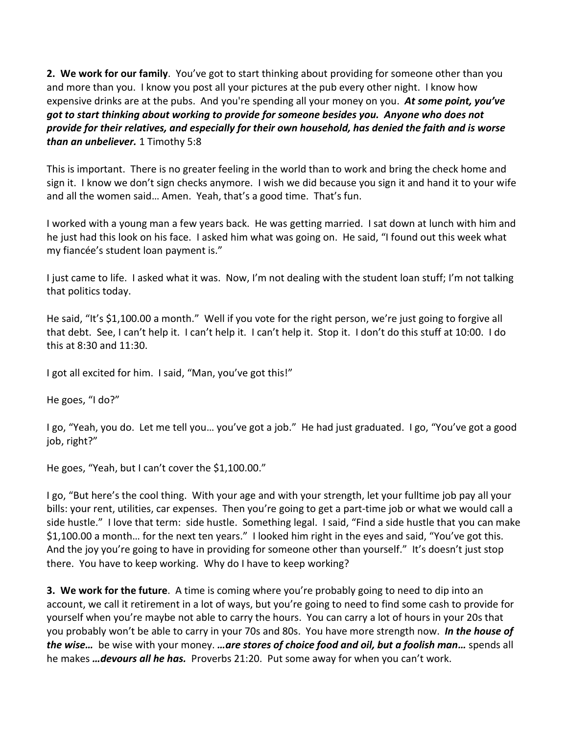**2. We work for our family**. You've got to start thinking about providing for someone other than you and more than you. I know you post all your pictures at the pub every other night. I know how expensive drinks are at the pubs. And you're spending all your money on you. ***At some point, you've got to start thinking about working to provide for someone besides you. Anyone who does not provide for their relatives, and especially for their own household, has denied the faith and is worse than an unbeliever.*** 1 Timothy 5:8

This is important. There is no greater feeling in the world than to work and bring the check home and sign it. I know we don't sign checks anymore. I wish we did because you sign it and hand it to your wife and all the women said… Amen. Yeah, that's a good time. That's fun.

I worked with a young man a few years back. He was getting married. I sat down at lunch with him and he just had this look on his face. I asked him what was going on. He said, "I found out this week what my fiancée's student loan payment is."

I just came to life. I asked what it was. Now, I'm not dealing with the student loan stuff; I'm not talking that politics today.

He said, "It's $1,100.00 a month." Well if you vote for the right person, we're just going to forgive all that debt. See, I can't help it. I can't help it. I can't help it. Stop it. I don't do this stuff at 10:00. I do this at 8:30 and 11:30.

I got all excited for him. I said, "Man, you've got this!"

He goes, "I do?"

I go, "Yeah, you do. Let me tell you… you've got a job." He had just graduated. I go, "You've got a good job, right?"

He goes, "Yeah, but I can't cover the $1,100.00."

I go, "But here's the cool thing. With your age and with your strength, let your fulltime job pay all your bills: your rent, utilities, car expenses. Then you're going to get a part-time job or what we would call a side hustle." I love that term: side hustle. Something legal. I said, "Find a side hustle that you can make $1,100.00 a month… for the next ten years." I looked him right in the eyes and said, "You've got this. And the joy you're going to have in providing for someone other than yourself." It's doesn't just stop there. You have to keep working. Why do I have to keep working?

**3. We work for the future**. A time is coming where you're probably going to need to dip into an account, we call it retirement in a lot of ways, but you're going to need to find some cash to provide for yourself when you're maybe not able to carry the hours. You can carry a lot of hours in your 20s that you probably won't be able to carry in your 70s and 80s. You have more strength now. ***In the house of the wise…*** be wise with your money. ***…are stores of choice food and oil, but a foolish man…*** spends all he makes ***…devours all he has.*** Proverbs 21:20. Put some away for when you can't work.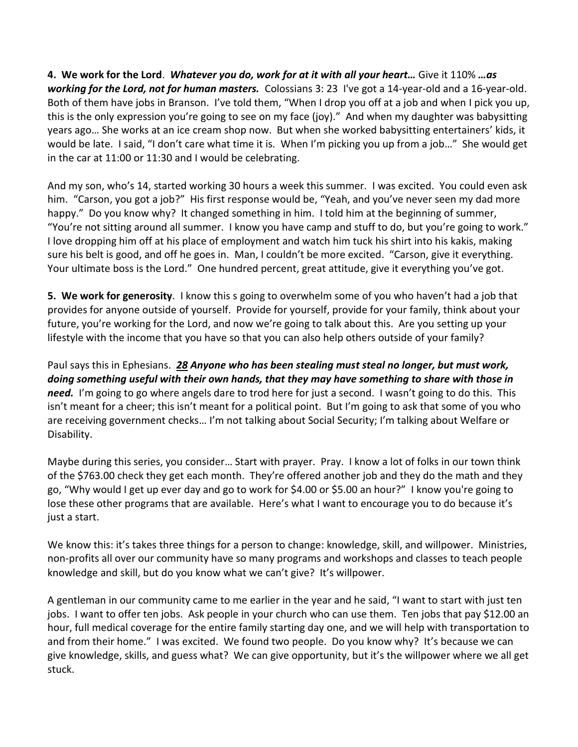**4. We work for the Lord**. ***Whatever you do, work for at it with all your heart…*** Give it 110% ***…as working for the Lord, not for human masters.*** Colossians 3: 23 I've got a 14-year-old and a 16-year-old. Both of them have jobs in Branson. I've told them, "When I drop you off at a job and when I pick you up, this is the only expression you're going to see on my face (joy)." And when my daughter was babysitting years ago… She works at an ice cream shop now. But when she worked babysitting entertainers' kids, it would be late. I said, "I don't care what time it is. When I'm picking you up from a job…" She would get in the car at 11:00 or 11:30 and I would be celebrating.

And my son, who's 14, started working 30 hours a week this summer. I was excited. You could even ask him. "Carson, you got a job?" His first response would be, "Yeah, and you've never seen my dad more happy." Do you know why? It changed something in him. I told him at the beginning of summer, "You're not sitting around all summer. I know you have camp and stuff to do, but you're going to work." I love dropping him off at his place of employment and watch him tuck his shirt into his kakis, making sure his belt is good, and off he goes in. Man, I couldn't be more excited. "Carson, give it everything. Your ultimate boss is the Lord." One hundred percent, great attitude, give it everything you've got.

**5. We work for generosity**. I know this s going to overwhelm some of you who haven't had a job that provides for anyone outside of yourself. Provide for yourself, provide for your family, think about your future, you're working for the Lord, and now we're going to talk about this. Are you setting up your lifestyle with the income that you have so that you can also help others outside of your family?

Paul says this in Ephesians. ***28 Anyone who has been stealing must steal no longer, but must work, doing something useful with their own hands, that they may have something to share with those in need.*** I'm going to go where angels dare to trod here for just a second. I wasn't going to do this. This isn't meant for a cheer; this isn't meant for a political point. But I'm going to ask that some of you who are receiving government checks… I'm not talking about Social Security; I'm talking about Welfare or Disability.

Maybe during this series, you consider… Start with prayer. Pray. I know a lot of folks in our town think of the $763.00 check they get each month. They're offered another job and they do the math and they go, "Why would I get up ever day and go to work for $4.00 or $5.00 an hour?" I know you're going to lose these other programs that are available. Here's what I want to encourage you to do because it's just a start.

We know this: it's takes three things for a person to change: knowledge, skill, and willpower. Ministries, non-profits all over our community have so many programs and workshops and classes to teach people knowledge and skill, but do you know what we can't give? It's willpower.

A gentleman in our community came to me earlier in the year and he said, "I want to start with just ten jobs. I want to offer ten jobs. Ask people in your church who can use them. Ten jobs that pay $12.00 an hour, full medical coverage for the entire family starting day one, and we will help with transportation to and from their home." I was excited. We found two people. Do you know why? It's because we can give knowledge, skills, and guess what? We can give opportunity, but it's the willpower where we all get stuck.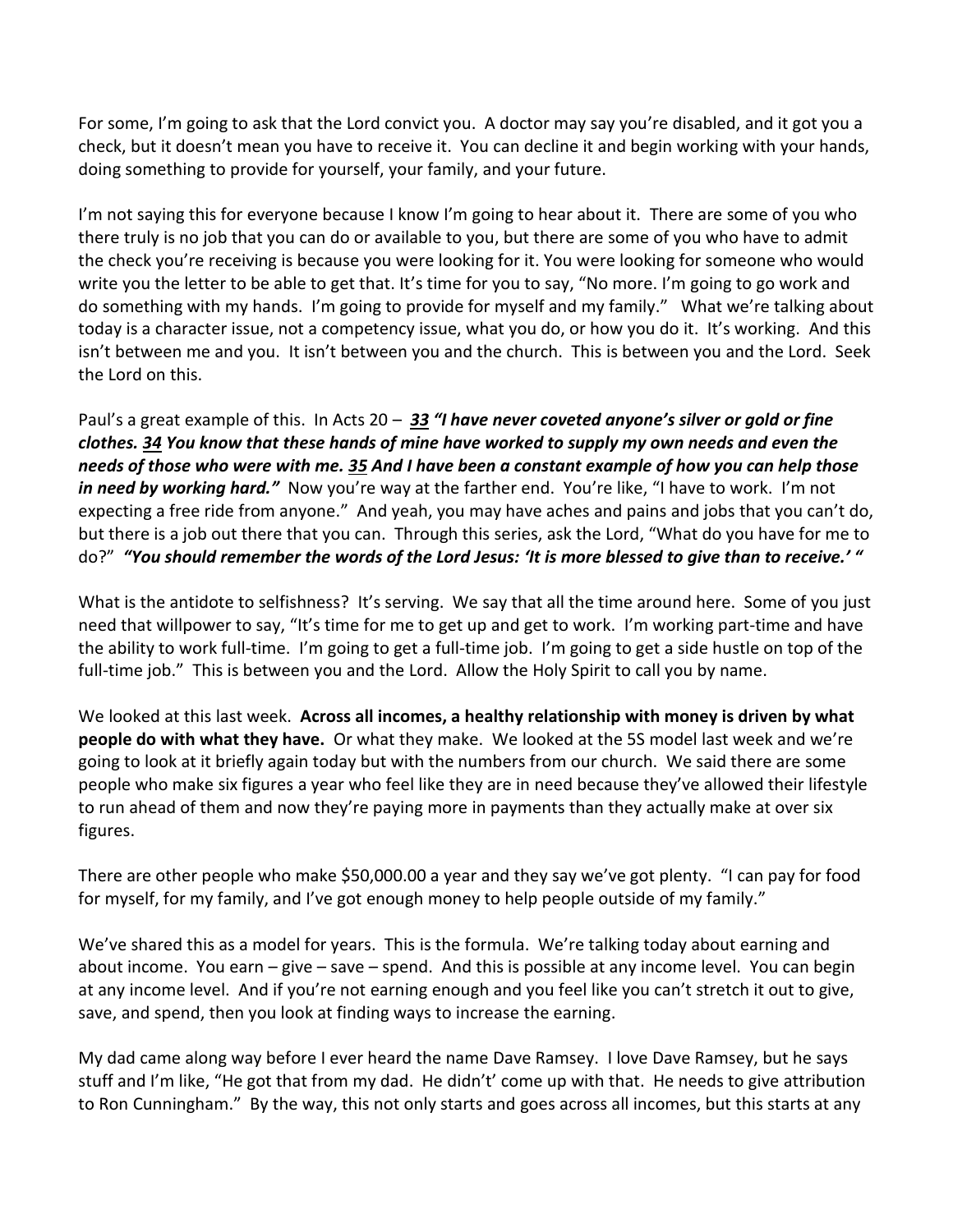For some, I'm going to ask that the Lord convict you. A doctor may say you're disabled, and it got you a check, but it doesn't mean you have to receive it. You can decline it and begin working with your hands, doing something to provide for yourself, your family, and your future.

I'm not saying this for everyone because I know I'm going to hear about it. There are some of you who there truly is no job that you can do or available to you, but there are some of you who have to admit the check you're receiving is because you were looking for it. You were looking for someone who would write you the letter to be able to get that. It's time for you to say, "No more. I'm going to go work and do something with my hands. I'm going to provide for myself and my family." What we're talking about today is a character issue, not a competency issue, what you do, or how you do it. It's working. And this isn't between me and you. It isn't between you and the church. This is between you and the Lord. Seek the Lord on this.

Paul's a great example of this. In Acts 20 – ***33 "I have never coveted anyone's silver or gold or fine clothes. 34 You know that these hands of mine have worked to supply my own needs and even the needs of those who were with me. 35 And I have been a constant example of how you can help those in need by working hard."*** Now you're way at the farther end. You're like, "I have to work. I'm not expecting a free ride from anyone." And yeah, you may have aches and pains and jobs that you can't do, but there is a job out there that you can. Through this series, ask the Lord, "What do you have for me to do?" ***"You should remember the words of the Lord Jesus: 'It is more blessed to give than to receive.' "***

What is the antidote to selfishness? It's serving. We say that all the time around here. Some of you just need that willpower to say, "It's time for me to get up and get to work. I'm working part-time and have the ability to work full-time. I'm going to get a full-time job. I'm going to get a side hustle on top of the full-time job." This is between you and the Lord. Allow the Holy Spirit to call you by name.

We looked at this last week. **Across all incomes, a healthy relationship with money is driven by what people do with what they have.** Or what they make. We looked at the 5S model last week and we're going to look at it briefly again today but with the numbers from our church. We said there are some people who make six figures a year who feel like they are in need because they've allowed their lifestyle to run ahead of them and now they're paying more in payments than they actually make at over six figures.

There are other people who make $50,000.00 a year and they say we've got plenty. "I can pay for food for myself, for my family, and I've got enough money to help people outside of my family."

We've shared this as a model for years. This is the formula. We're talking today about earning and about income. You earn – give – save – spend. And this is possible at any income level. You can begin at any income level. And if you're not earning enough and you feel like you can't stretch it out to give, save, and spend, then you look at finding ways to increase the earning.

My dad came along way before I ever heard the name Dave Ramsey. I love Dave Ramsey, but he says stuff and I'm like, "He got that from my dad. He didn't' come up with that. He needs to give attribution to Ron Cunningham." By the way, this not only starts and goes across all incomes, but this starts at any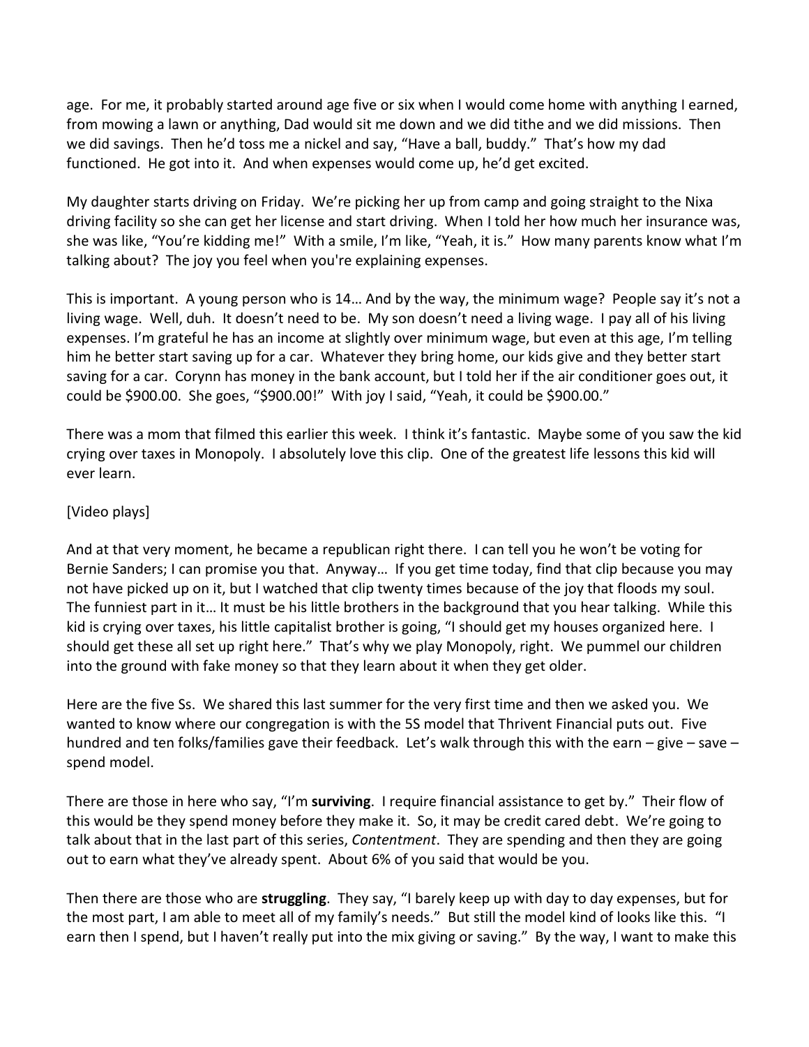age. For me, it probably started around age five or six when I would come home with anything I earned, from mowing a lawn or anything, Dad would sit me down and we did tithe and we did missions. Then we did savings. Then he'd toss me a nickel and say, "Have a ball, buddy." That's how my dad functioned. He got into it. And when expenses would come up, he'd get excited.

My daughter starts driving on Friday. We're picking her up from camp and going straight to the Nixa driving facility so she can get her license and start driving. When I told her how much her insurance was, she was like, "You're kidding me!" With a smile, I'm like, "Yeah, it is." How many parents know what I'm talking about? The joy you feel when you're explaining expenses.

This is important. A young person who is 14… And by the way, the minimum wage? People say it's not a living wage. Well, duh. It doesn't need to be. My son doesn't need a living wage. I pay all of his living expenses. I'm grateful he has an income at slightly over minimum wage, but even at this age, I'm telling him he better start saving up for a car. Whatever they bring home, our kids give and they better start saving for a car. Corynn has money in the bank account, but I told her if the air conditioner goes out, it could be $900.00. She goes, "$900.00!" With joy I said, "Yeah, it could be $900.00."

There was a mom that filmed this earlier this week. I think it's fantastic. Maybe some of you saw the kid crying over taxes in Monopoly. I absolutely love this clip. One of the greatest life lessons this kid will ever learn.

[Video plays]

And at that very moment, he became a republican right there. I can tell you he won't be voting for Bernie Sanders; I can promise you that. Anyway… If you get time today, find that clip because you may not have picked up on it, but I watched that clip twenty times because of the joy that floods my soul. The funniest part in it… It must be his little brothers in the background that you hear talking. While this kid is crying over taxes, his little capitalist brother is going, "I should get my houses organized here. I should get these all set up right here." That's why we play Monopoly, right. We pummel our children into the ground with fake money so that they learn about it when they get older.

Here are the five Ss. We shared this last summer for the very first time and then we asked you. We wanted to know where our congregation is with the 5S model that Thrivent Financial puts out. Five hundred and ten folks/families gave their feedback. Let's walk through this with the earn – give – save – spend model.

There are those in here who say, "I'm **surviving**. I require financial assistance to get by." Their flow of this would be they spend money before they make it. So, it may be credit cared debt. We're going to talk about that in the last part of this series, *Contentment*. They are spending and then they are going out to earn what they've already spent. About 6% of you said that would be you.

Then there are those who are **struggling**. They say, "I barely keep up with day to day expenses, but for the most part, I am able to meet all of my family's needs." But still the model kind of looks like this. "I earn then I spend, but I haven't really put into the mix giving or saving." By the way, I want to make this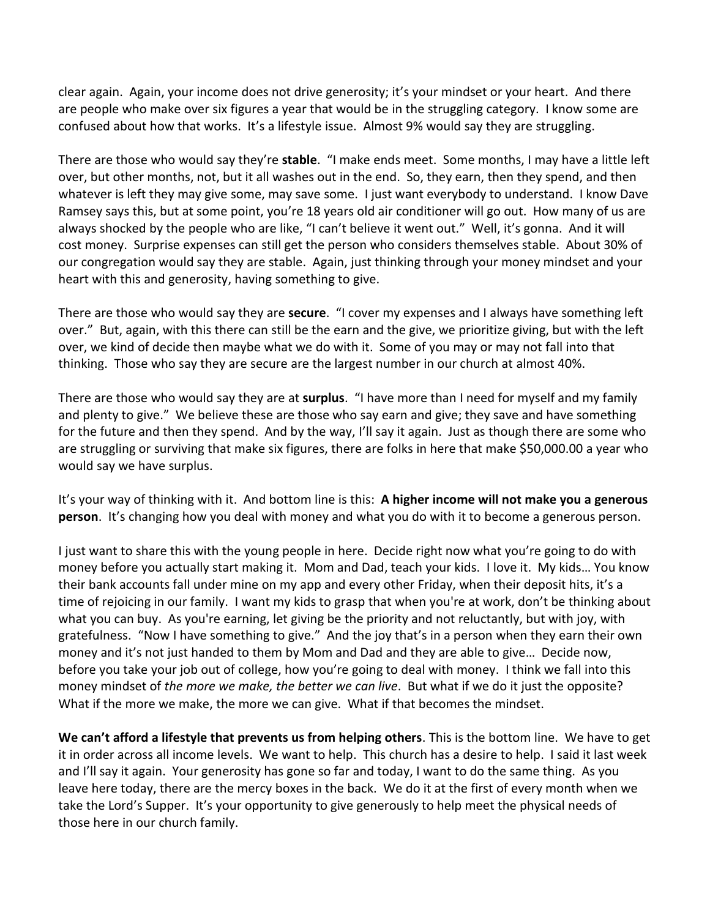clear again. Again, your income does not drive generosity; it's your mindset or your heart. And there are people who make over six figures a year that would be in the struggling category. I know some are confused about how that works. It's a lifestyle issue. Almost 9% would say they are struggling.

There are those who would say they're **stable**. "I make ends meet. Some months, I may have a little left over, but other months, not, but it all washes out in the end. So, they earn, then they spend, and then whatever is left they may give some, may save some. I just want everybody to understand. I know Dave Ramsey says this, but at some point, you're 18 years old air conditioner will go out. How many of us are always shocked by the people who are like, "I can't believe it went out." Well, it's gonna. And it will cost money. Surprise expenses can still get the person who considers themselves stable. About 30% of our congregation would say they are stable. Again, just thinking through your money mindset and your heart with this and generosity, having something to give.

There are those who would say they are **secure**. "I cover my expenses and I always have something left over." But, again, with this there can still be the earn and the give, we prioritize giving, but with the left over, we kind of decide then maybe what we do with it. Some of you may or may not fall into that thinking. Those who say they are secure are the largest number in our church at almost 40%.

There are those who would say they are at **surplus**. "I have more than I need for myself and my family and plenty to give." We believe these are those who say earn and give; they save and have something for the future and then they spend. And by the way, I'll say it again. Just as though there are some who are struggling or surviving that make six figures, there are folks in here that make $50,000.00 a year who would say we have surplus.

It's your way of thinking with it. And bottom line is this: **A higher income will not make you a generous person**. It's changing how you deal with money and what you do with it to become a generous person.

I just want to share this with the young people in here. Decide right now what you're going to do with money before you actually start making it. Mom and Dad, teach your kids. I love it. My kids… You know their bank accounts fall under mine on my app and every other Friday, when their deposit hits, it's a time of rejoicing in our family. I want my kids to grasp that when you're at work, don't be thinking about what you can buy. As you're earning, let giving be the priority and not reluctantly, but with joy, with gratefulness. "Now I have something to give." And the joy that's in a person when they earn their own money and it's not just handed to them by Mom and Dad and they are able to give… Decide now, before you take your job out of college, how you're going to deal with money. I think we fall into this money mindset of *the more we make, the better we can live*. But what if we do it just the opposite? What if the more we make, the more we can give. What if that becomes the mindset.

**We can't afford a lifestyle that prevents us from helping others**. This is the bottom line. We have to get it in order across all income levels. We want to help. This church has a desire to help. I said it last week and I'll say it again. Your generosity has gone so far and today, I want to do the same thing. As you leave here today, there are the mercy boxes in the back. We do it at the first of every month when we take the Lord's Supper. It's your opportunity to give generously to help meet the physical needs of those here in our church family.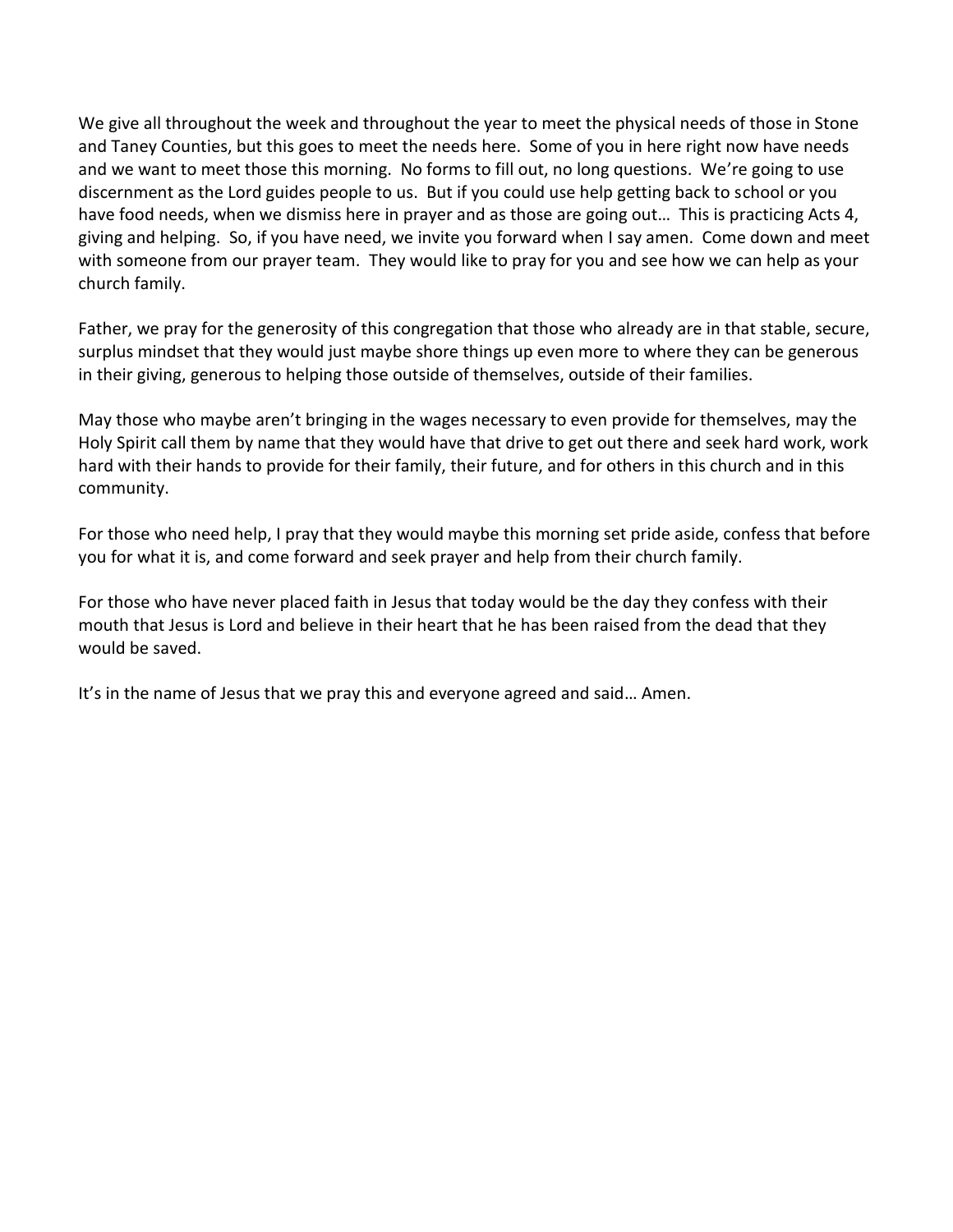We give all throughout the week and throughout the year to meet the physical needs of those in Stone and Taney Counties, but this goes to meet the needs here. Some of you in here right now have needs and we want to meet those this morning. No forms to fill out, no long questions. We're going to use discernment as the Lord guides people to us. But if you could use help getting back to school or you have food needs, when we dismiss here in prayer and as those are going out… This is practicing Acts 4, giving and helping. So, if you have need, we invite you forward when I say amen. Come down and meet with someone from our prayer team. They would like to pray for you and see how we can help as your church family.

Father, we pray for the generosity of this congregation that those who already are in that stable, secure, surplus mindset that they would just maybe shore things up even more to where they can be generous in their giving, generous to helping those outside of themselves, outside of their families.

May those who maybe aren't bringing in the wages necessary to even provide for themselves, may the Holy Spirit call them by name that they would have that drive to get out there and seek hard work, work hard with their hands to provide for their family, their future, and for others in this church and in this community.

For those who need help, I pray that they would maybe this morning set pride aside, confess that before you for what it is, and come forward and seek prayer and help from their church family.

For those who have never placed faith in Jesus that today would be the day they confess with their mouth that Jesus is Lord and believe in their heart that he has been raised from the dead that they would be saved.

It's in the name of Jesus that we pray this and everyone agreed and said… Amen.